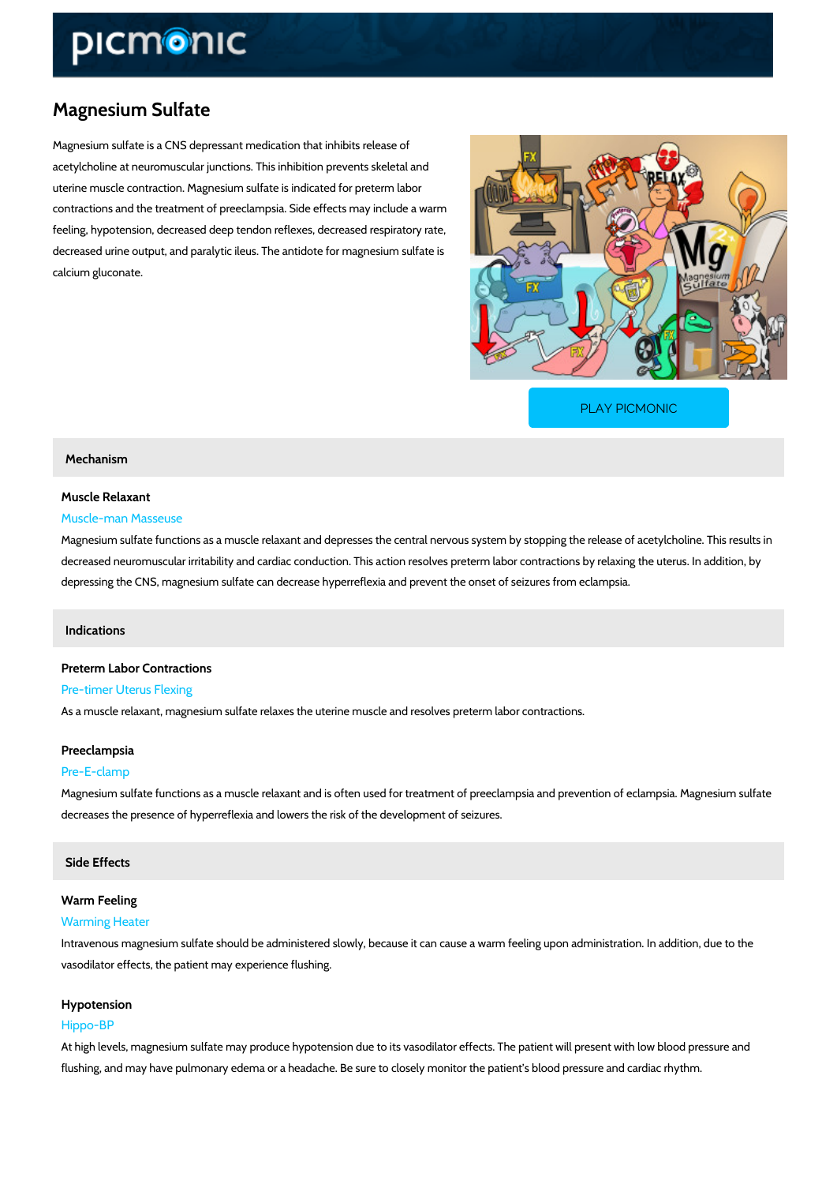# Magnesium Sulfate

Magnesium sulfate is a CNS depressant medication that inhibits release of acetylcholine at neuromuscular junctions. This inhibition prevents skeletal and uterine muscle contraction. Magnesium sulfate is indicated for preterm labor contractions and the treatment of preeclampsia. Side effects may include a warm feeling, hypotension, decreased deep tendon reflexes, decreased respiratory rate, decreased urine output, and paralytic ileus. The antidote for magnesium sulfate is calcium gluconate.

PLAY PICMONIC

## Mechanism

### Muscle Relaxant

Muscle-man Masseuse

Magnesium sulfate functions as a muscle relaxant and depresses the central nervous system by stopping the release of acetylcholine. This results in decreased neuromuscular irritability and cardiac conduction. This action resolves preterm labor contractions by relaxing the uterus. In addition, by depressing the CNS, magnesium sulfate can decrease hyperreflexia and prevent the onset of seizures from eclampsia.

## Indications

### Preterm Labor Contractions

Pre-timer Uterus Flexing

As a muscle relaxant, magnesium sulfate relaxes the uterine muscle and resolves preterm labor contractions.

### Preeclampsia

Pre-E-clamp

Magnesium sulfate functions as a muscle relaxant and is often used for treatment of preeclampsia and prevention of eclampsia. Magnesium sulfate decreases the presence of hyperreflexia and lowers the risk of the development of seizures.

## Side Effects

### Warm Feeling

Warming Heater

Intravenous magnesium sulfate should be administered slowly, because it can cause a warm feeling upon administration. In addition, due to the vasodilator effects, the patient may experience flushing.

### Hypotension

Hippo-BP

At high levels, magnesium sulfate may produce hypotension due to its vasodilator effects. The patient will present with low blood pressure and flushing, and may have pulmonary edema or a headache. Be sure to closely monitor the patient's blood pressure and cardiac rhythm.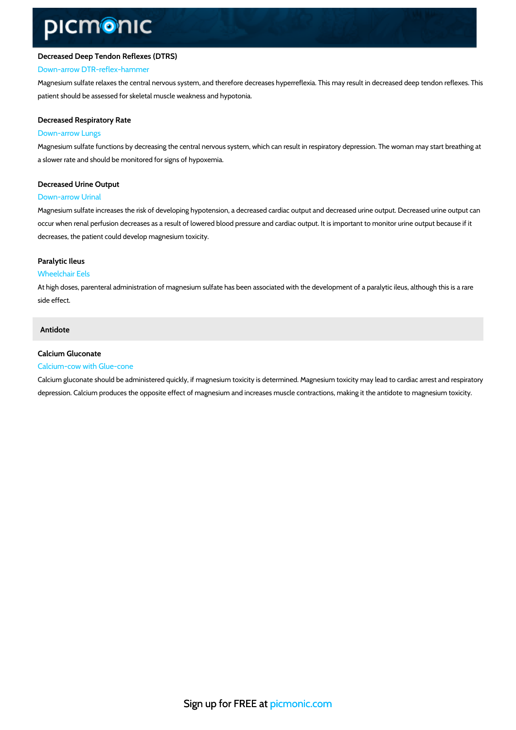### Decreased Deep Tendon Reflexes (DTRS)

Down-arrow DTR-reflex-hammer

Magnesium sulfate relaxes the central nervous system, and therefore decreases hyperreflexia. This may result in decreased deep tendon reflexes. This patient should be assessed for skeletal muscle weakness and hypotonia.

### Decreased Respiratory Rate

Down-arrow Lungs

Magnesium sulfate functions by decreasing the central nervous system, which can result in respiratory depression. The woman may start breathing at a slower rate and should be monitored for signs of hypoxemia.

### Decreased Urine Output

Down-arrow Urinal

Magnesium sulfate increases the risk of developing hypotension, a decreased cardiac output and decreased urine output. Decreased urine output can occur when renal perfusion decreases as a result of lowered blood pressure and cardiac output. It is important to monitor urine output because if it decreases, the patient could develop magnesium toxicity.

### Paralytic Ileus

Wheelchair Eels

At high doses, parenteral administration of magnesium sulfate has been associated with the development of a paralytic ileus, although this is a rare side effect.

## Antidote

### Calcium Gluconate

Calcium-cow with Glue-cone

Calcium gluconate should be administered quickly, if magnesium toxicity is determined. Magnesium toxicity may lead to cardiac arrest and respiratory depression. Calcium produces the opposite effect of magnesium and increases muscle contractions, making it the antidote to magnesium toxicity.